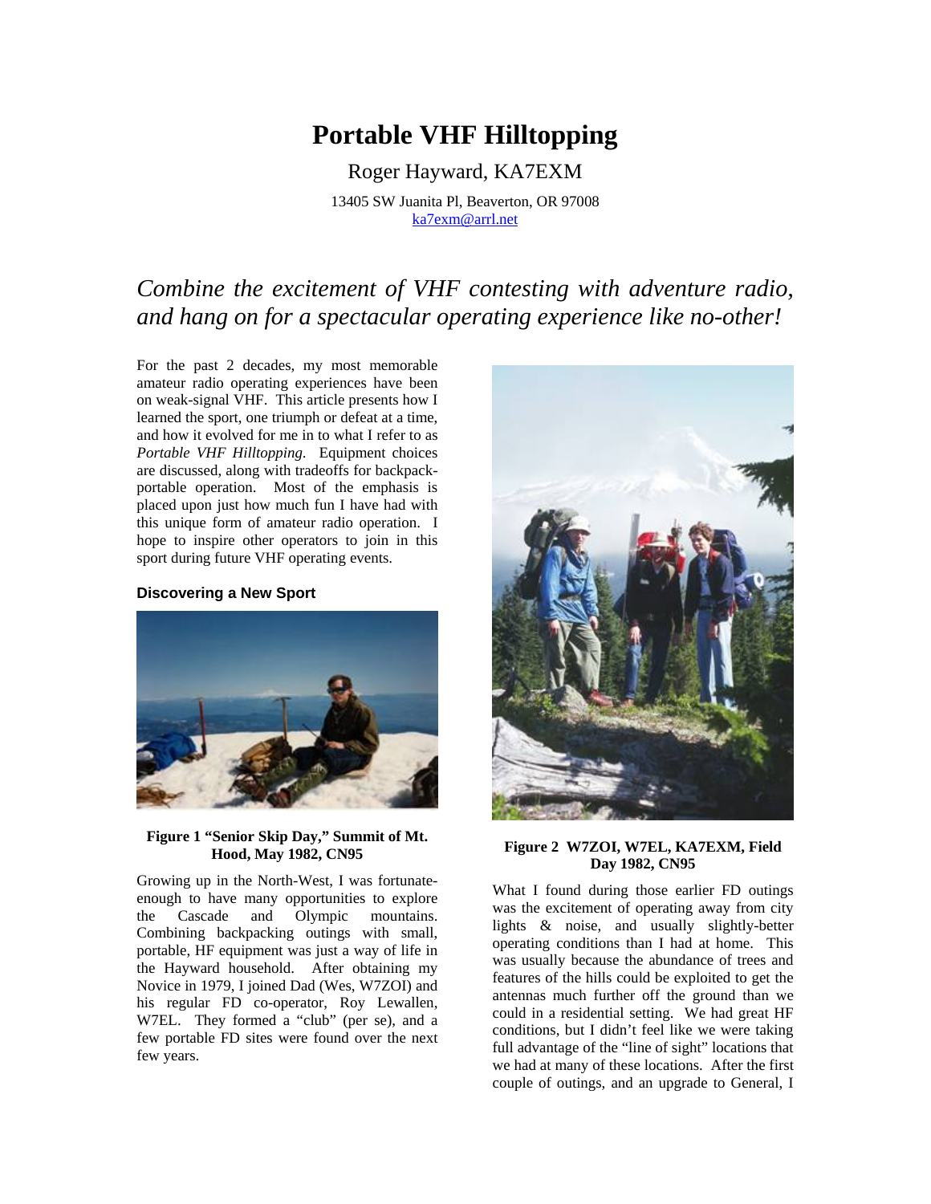# Portable VHF Hilltopping

Roger Hayward, KA7EXM

13405 SW Juanita Pl, Beaverton, OR 97008
ka7exm@arrl.net

*Combine the excitement of VHF contesting with adventure radio, and hang on for a spectacular operating experience like no-other!*

For the past 2 decades, my most memorable amateur radio operating experiences have been on weak-signal VHF. This article presents how I learned the sport, one triumph or defeat at a time, and how it evolved for me in to what I refer to as *Portable VHF Hilltopping.* Equipment choices are discussed, along with tradeoffs for backpack-portable operation. Most of the emphasis is placed upon just how much fun I have had with this unique form of amateur radio operation. I hope to inspire other operators to join in this sport during future VHF operating events.

### Discovering a New Sport

**Figure 1 "Senior Skip Day," Summit of Mt. Hood, May 1982, CN95**

Growing up in the North-West, I was fortunate-enough to have many opportunities to explore the Cascade and Olympic mountains. Combining backpacking outings with small, portable, HF equipment was just a way of life in the Hayward household. After obtaining my Novice in 1979, I joined Dad (Wes, W7ZOI) and his regular FD co-operator, Roy Lewallen, W7EL. They formed a "club" (per se), and a few portable FD sites were found over the next few years.

**Figure 2 W7ZOI, W7EL, KA7EXM, Field Day 1982, CN95**

What I found during those earlier FD outings was the excitement of operating away from city lights & noise, and usually slightly-better operating conditions than I had at home. This was usually because the abundance of trees and features of the hills could be exploited to get the antennas much further off the ground than we could in a residential setting. We had great HF conditions, but I didn't feel like we were taking full advantage of the "line of sight" locations that we had at many of these locations. After the first couple of outings, and an upgrade to General, I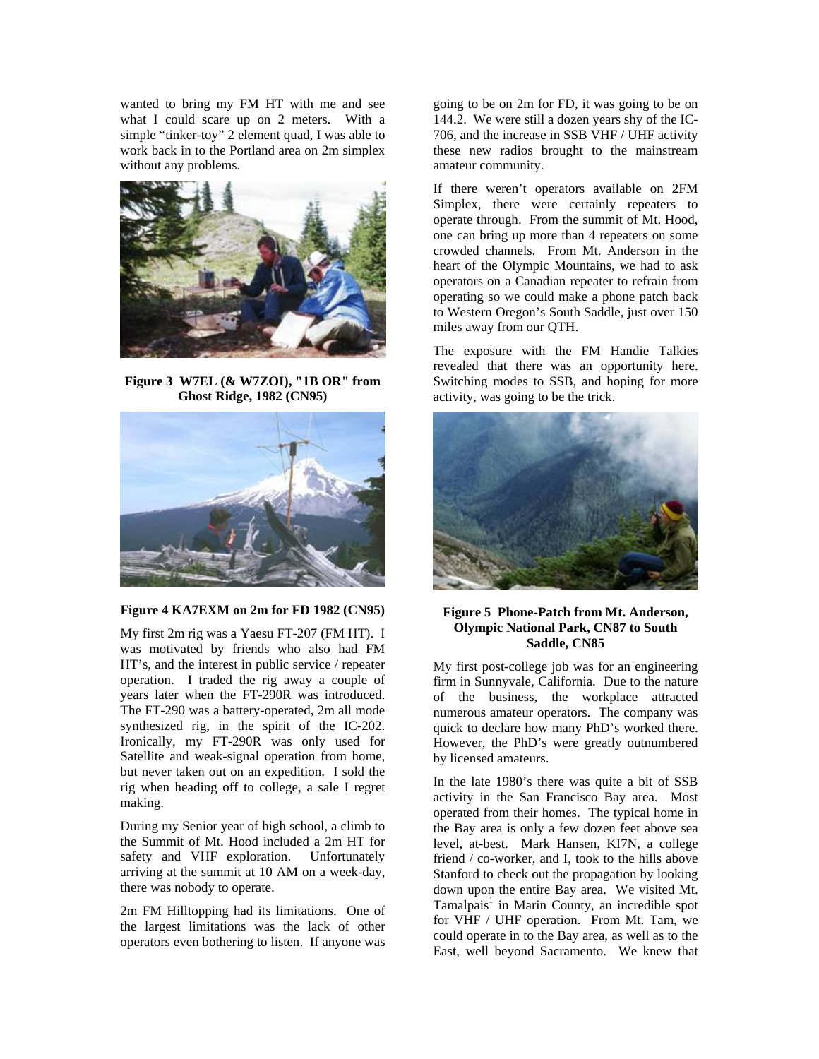wanted to bring my FM HT with me and see what I could scare up on 2 meters. With a simple "tinker-toy" 2 element quad, I was able to work back in to the Portland area on 2m simplex without any problems.

**Figure 3 W7EL (& W7ZOI), "1B OR" from Ghost Ridge, 1982 (CN95)**

**Figure 4 KA7EXM on 2m for FD 1982 (CN95)**

My first 2m rig was a Yaesu FT-207 (FM HT). I was motivated by friends who also had FM HT's, and the interest in public service / repeater operation. I traded the rig away a couple of years later when the FT-290R was introduced. The FT-290 was a battery-operated, 2m all mode synthesized rig, in the spirit of the IC-202. Ironically, my FT-290R was only used for Satellite and weak-signal operation from home, but never taken out on an expedition. I sold the rig when heading off to college, a sale I regret making.

During my Senior year of high school, a climb to the Summit of Mt. Hood included a 2m HT for safety and VHF exploration. Unfortunately arriving at the summit at 10 AM on a week-day, there was nobody to operate.

2m FM Hilltopping had its limitations. One of the largest limitations was the lack of other operators even bothering to listen. If anyone was going to be on 2m for FD, it was going to be on 144.2. We were still a dozen years shy of the IC-706, and the increase in SSB VHF / UHF activity these new radios brought to the mainstream amateur community.

If there weren't operators available on 2FM Simplex, there were certainly repeaters to operate through. From the summit of Mt. Hood, one can bring up more than 4 repeaters on some crowded channels. From Mt. Anderson in the heart of the Olympic Mountains, we had to ask operators on a Canadian repeater to refrain from operating so we could make a phone patch back to Western Oregon's South Saddle, just over 150 miles away from our QTH.

The exposure with the FM Handie Talkies revealed that there was an opportunity here. Switching modes to SSB, and hoping for more activity, was going to be the trick.

**Figure 5 Phone-Patch from Mt. Anderson, Olympic National Park, CN87 to South Saddle, CN85**

My first post-college job was for an engineering firm in Sunnyvale, California. Due to the nature of the business, the workplace attracted numerous amateur operators. The company was quick to declare how many PhD's worked there. However, the PhD's were greatly outnumbered by licensed amateurs.

In the late 1980's there was quite a bit of SSB activity in the San Francisco Bay area. Most operated from their homes. The typical home in the Bay area is only a few dozen feet above sea level, at-best. Mark Hansen, KI7N, a college friend / co-worker, and I, took to the hills above Stanford to check out the propagation by looking down upon the entire Bay area. We visited Mt. Tamalpais[1] in Marin County, an incredible spot for VHF / UHF operation. From Mt. Tam, we could operate in to the Bay area, as well as to the East, well beyond Sacramento. We knew that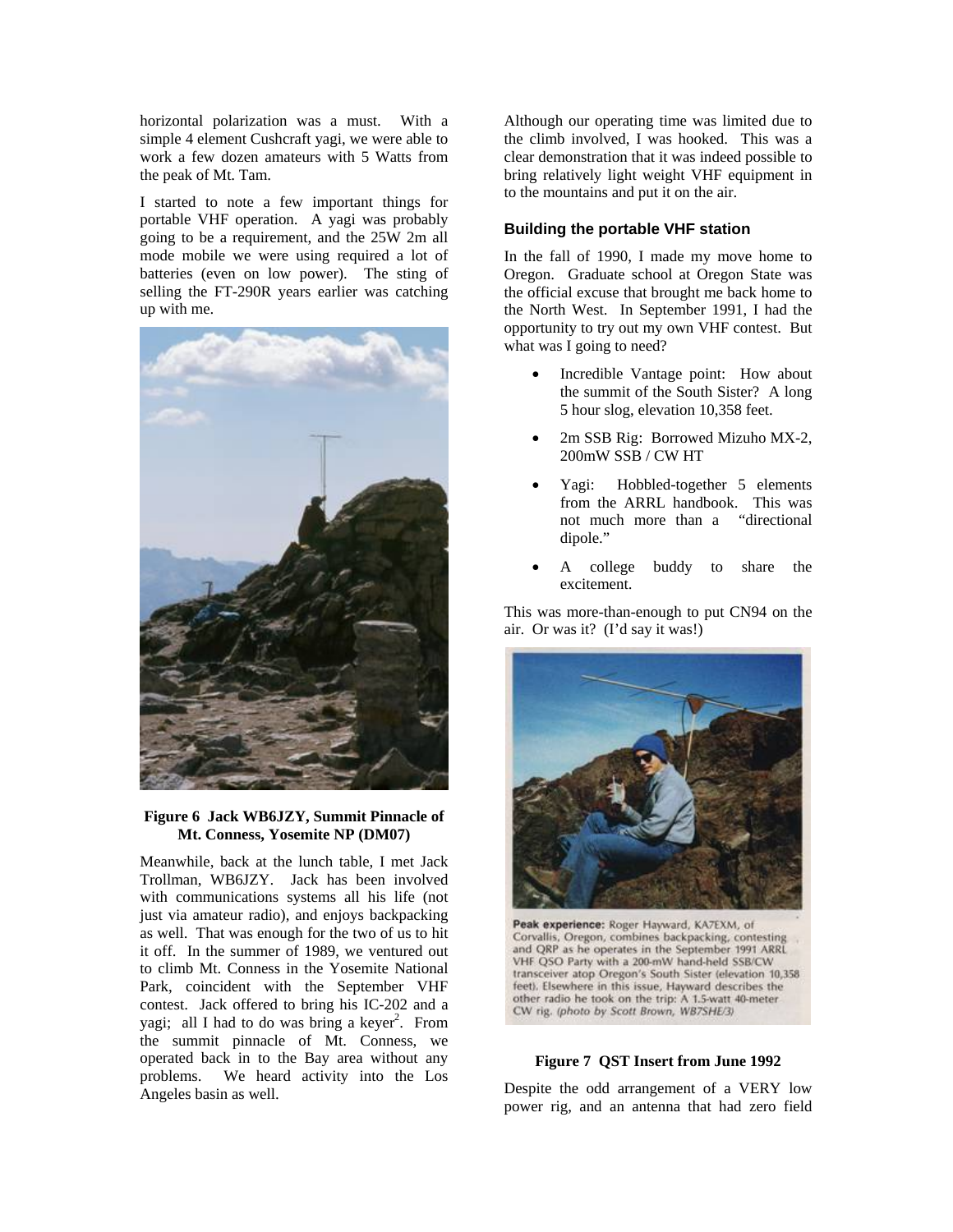horizontal polarization was a must. With a simple 4 element Cushcraft yagi, we were able to work a few dozen amateurs with 5 Watts from the peak of Mt. Tam.

I started to note a few important things for portable VHF operation. A yagi was probably going to be a requirement, and the 25W 2m all mode mobile we were using required a lot of batteries (even on low power). The sting of selling the FT-290R years earlier was catching up with me.

**Figure 6 Jack WB6JZY, Summit Pinnacle of Mt. Conness, Yosemite NP (DM07)**

Meanwhile, back at the lunch table, I met Jack Trollman, WB6JZY. Jack has been involved with communications systems all his life (not just via amateur radio), and enjoys backpacking as well. That was enough for the two of us to hit it off. In the summer of 1989, we ventured out to climb Mt. Conness in the Yosemite National Park, coincident with the September VHF contest. Jack offered to bring his IC-202 and a yagi; all I had to do was bring a keyer[2]. From the summit pinnacle of Mt. Conness, we operated back in to the Bay area without any problems. We heard activity into the Los Angeles basin as well.

Although our operating time was limited due to the climb involved, I was hooked. This was a clear demonstration that it was indeed possible to bring relatively light weight VHF equipment in to the mountains and put it on the air.

### Building the portable VHF station

In the fall of 1990, I made my move home to Oregon. Graduate school at Oregon State was the official excuse that brought me back home to the North West. In September 1991, I had the opportunity to try out my own VHF contest. But what was I going to need?

- Incredible Vantage point: How about the summit of the South Sister? A long 5 hour slog, elevation 10,358 feet.
- 2m SSB Rig: Borrowed Mizuho MX-2, 200mW SSB / CW HT
- Yagi: Hobbled-together 5 elements from the ARRL handbook. This was not much more than a "directional dipole."
- A college buddy to share the excitement.

This was more-than-enough to put CN94 on the air. Or was it? (I'd say it was!)

**Peak experience:** Roger Hayward, KA7EXM, of Corvallis, Oregon, combines backpacking, contesting and QRP as he operates in the September 1991 ARRL VHF QSO Party with a 200-mW hand-held SSB/CW transceiver atop Oregon's South Sister (elevation 10,358 feet). Elsewhere in this issue, Hayward describes the other radio he took on the trip: A 1.5-watt 40-meter CW rig. *(photo by Scott Brown, WB7SHE/3)*

**Figure 7 QST Insert from June 1992**

Despite the odd arrangement of a VERY low power rig, and an antenna that had zero field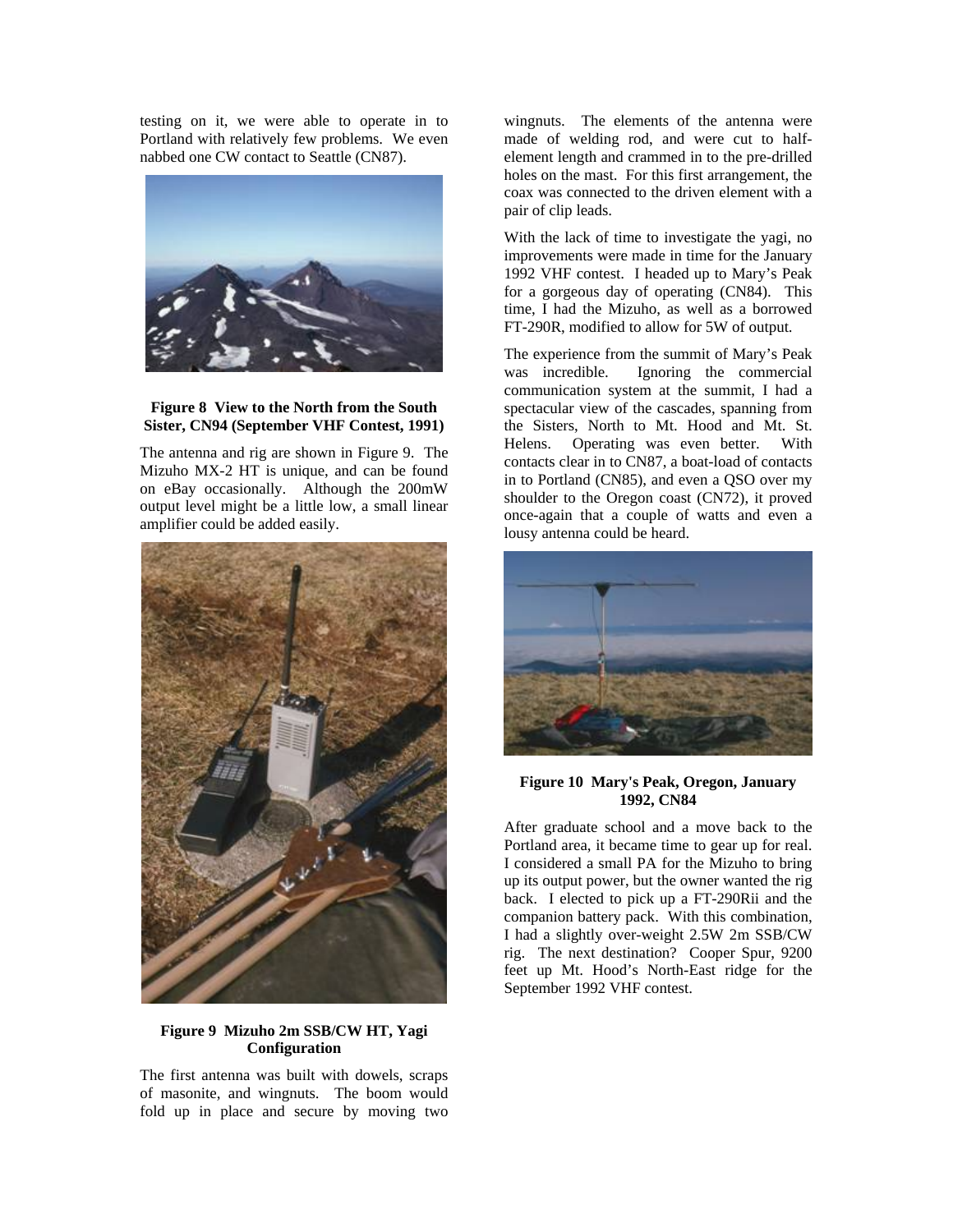testing on it, we were able to operate in to Portland with relatively few problems. We even nabbed one CW contact to Seattle (CN87).

**Figure 8 View to the North from the South Sister, CN94 (September VHF Contest, 1991)**

The antenna and rig are shown in Figure 9. The Mizuho MX-2 HT is unique, and can be found on eBay occasionally. Although the 200mW output level might be a little low, a small linear amplifier could be added easily.

**Figure 9 Mizuho 2m SSB/CW HT, Yagi Configuration**

The first antenna was built with dowels, scraps of masonite, and wingnuts. The boom would fold up in place and secure by moving two wingnuts. The elements of the antenna were made of welding rod, and were cut to half-element length and crammed in to the pre-drilled holes on the mast. For this first arrangement, the coax was connected to the driven element with a pair of clip leads.

With the lack of time to investigate the yagi, no improvements were made in time for the January 1992 VHF contest. I headed up to Mary's Peak for a gorgeous day of operating (CN84). This time, I had the Mizuho, as well as a borrowed FT-290R, modified to allow for 5W of output.

The experience from the summit of Mary's Peak was incredible. Ignoring the commercial communication system at the summit, I had a spectacular view of the cascades, spanning from the Sisters, North to Mt. Hood and Mt. St. Helens. Operating was even better. With contacts clear in to CN87, a boat-load of contacts in to Portland (CN85), and even a QSO over my shoulder to the Oregon coast (CN72), it proved once-again that a couple of watts and even a lousy antenna could be heard.

**Figure 10 Mary's Peak, Oregon, January 1992, CN84**

After graduate school and a move back to the Portland area, it became time to gear up for real. I considered a small PA for the Mizuho to bring up its output power, but the owner wanted the rig back. I elected to pick up a FT-290Rii and the companion battery pack. With this combination, I had a slightly over-weight 2.5W 2m SSB/CW rig. The next destination? Cooper Spur, 9200 feet up Mt. Hood's North-East ridge for the September 1992 VHF contest.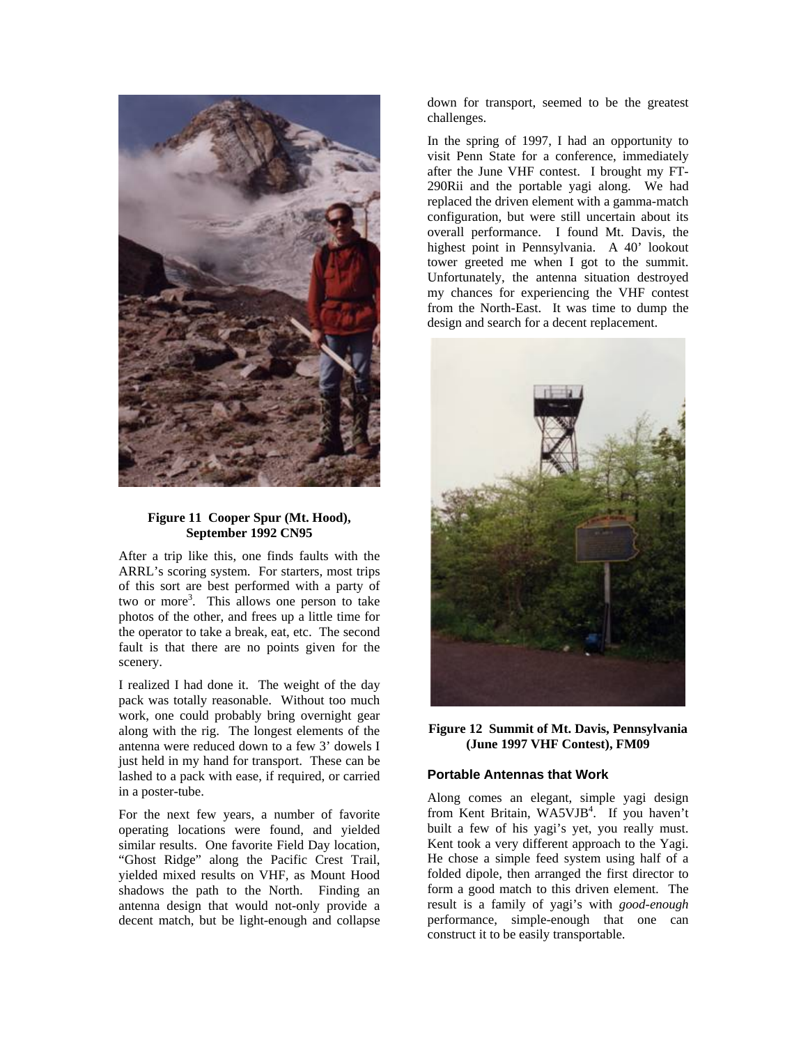**Figure 11  Cooper Spur (Mt. Hood), September 1992 CN95**

After a trip like this, one finds faults with the ARRL's scoring system. For starters, most trips of this sort are best performed with a party of two or more[3]. This allows one person to take photos of the other, and frees up a little time for the operator to take a break, eat, etc. The second fault is that there are no points given for the scenery.

I realized I had done it. The weight of the day pack was totally reasonable. Without too much work, one could probably bring overnight gear along with the rig. The longest elements of the antenna were reduced down to a few 3' dowels I just held in my hand for transport. These can be lashed to a pack with ease, if required, or carried in a poster-tube.

For the next few years, a number of favorite operating locations were found, and yielded similar results. One favorite Field Day location, "Ghost Ridge" along the Pacific Crest Trail, yielded mixed results on VHF, as Mount Hood shadows the path to the North. Finding an antenna design that would not-only provide a decent match, but be light-enough and collapse down for transport, seemed to be the greatest challenges.

In the spring of 1997, I had an opportunity to visit Penn State for a conference, immediately after the June VHF contest. I brought my FT-290Rii and the portable yagi along. We had replaced the driven element with a gamma-match configuration, but were still uncertain about its overall performance. I found Mt. Davis, the highest point in Pennsylvania. A 40' lookout tower greeted me when I got to the summit. Unfortunately, the antenna situation destroyed my chances for experiencing the VHF contest from the North-East. It was time to dump the design and search for a decent replacement.

**Figure 12  Summit of Mt. Davis, Pennsylvania (June 1997 VHF Contest), FM09**

### Portable Antennas that Work

Along comes an elegant, simple yagi design from Kent Britain, WA5VJB[4]. If you haven't built a few of his yagi's yet, you really must. Kent took a very different approach to the Yagi. He chose a simple feed system using half of a folded dipole, then arranged the first director to form a good match to this driven element. The result is a family of yagi's with *good-enough* performance, simple-enough that one can construct it to be easily transportable.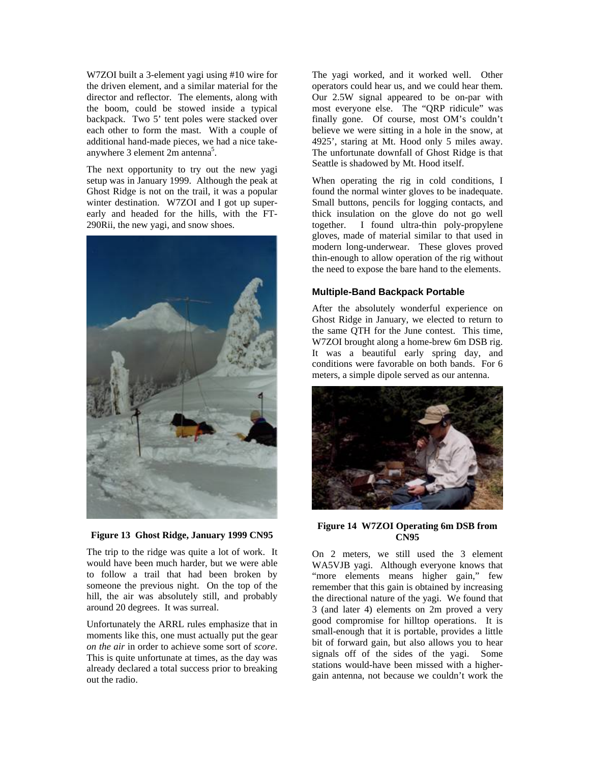W7ZOI built a 3-element yagi using #10 wire for the driven element, and a similar material for the director and reflector. The elements, along with the boom, could be stowed inside a typical backpack. Two 5' tent poles were stacked over each other to form the mast. With a couple of additional hand-made pieces, we had a nice take-anywhere 3 element 2m antenna[5].

The next opportunity to try out the new yagi setup was in January 1999. Although the peak at Ghost Ridge is not on the trail, it was a popular winter destination. W7ZOI and I got up super-early and headed for the hills, with the FT-290Rii, the new yagi, and snow shoes.

**Figure 13 Ghost Ridge, January 1999 CN95**

The trip to the ridge was quite a lot of work. It would have been much harder, but we were able to follow a trail that had been broken by someone the previous night. On the top of the hill, the air was absolutely still, and probably around 20 degrees. It was surreal.

Unfortunately the ARRL rules emphasize that in moments like this, one must actually put the gear *on the air* in order to achieve some sort of *score*. This is quite unfortunate at times, as the day was already declared a total success prior to breaking out the radio.

The yagi worked, and it worked well. Other operators could hear us, and we could hear them. Our 2.5W signal appeared to be on-par with most everyone else. The "QRP ridicule" was finally gone. Of course, most OM's couldn't believe we were sitting in a hole in the snow, at 4925', staring at Mt. Hood only 5 miles away. The unfortunate downfall of Ghost Ridge is that Seattle is shadowed by Mt. Hood itself.

When operating the rig in cold conditions, I found the normal winter gloves to be inadequate. Small buttons, pencils for logging contacts, and thick insulation on the glove do not go well together. I found ultra-thin poly-propylene gloves, made of material similar to that used in modern long-underwear. These gloves proved thin-enough to allow operation of the rig without the need to expose the bare hand to the elements.

### Multiple-Band Backpack Portable

After the absolutely wonderful experience on Ghost Ridge in January, we elected to return to the same QTH for the June contest. This time, W7ZOI brought along a home-brew 6m DSB rig. It was a beautiful early spring day, and conditions were favorable on both bands. For 6 meters, a simple dipole served as our antenna.

**Figure 14 W7ZOI Operating 6m DSB from CN95**

On 2 meters, we still used the 3 element WA5VJB yagi. Although everyone knows that "more elements means higher gain," few remember that this gain is obtained by increasing the directional nature of the yagi. We found that 3 (and later 4) elements on 2m proved a very good compromise for hilltop operations. It is small-enough that it is portable, provides a little bit of forward gain, but also allows you to hear signals off of the sides of the yagi. Some stations would-have been missed with a higher-gain antenna, not because we couldn't work the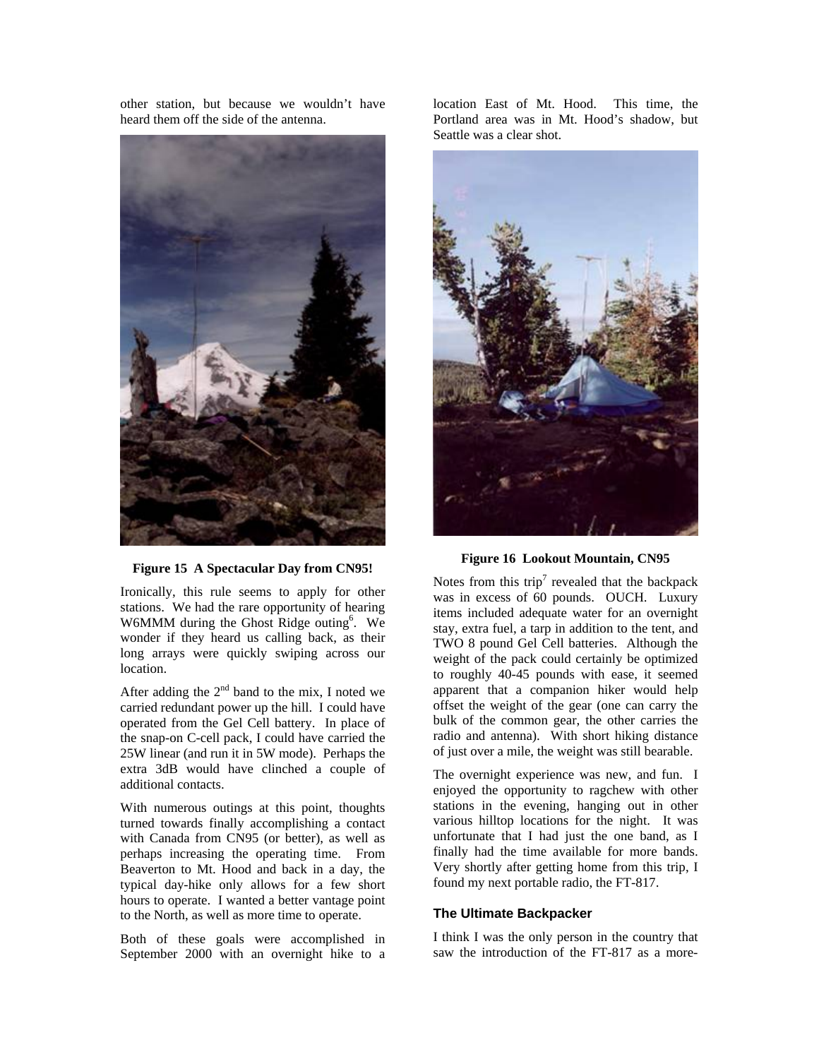other station, but because we wouldn't have heard them off the side of the antenna.

**Figure 15 A Spectacular Day from CN95!**

Ironically, this rule seems to apply for other stations. We had the rare opportunity of hearing W6MMM during the Ghost Ridge outing[6]. We wonder if they heard us calling back, as their long arrays were quickly swiping across our location.

After adding the 2nd band to the mix, I noted we carried redundant power up the hill. I could have operated from the Gel Cell battery. In place of the snap-on C-cell pack, I could have carried the 25W linear (and run it in 5W mode). Perhaps the extra 3dB would have clinched a couple of additional contacts.

With numerous outings at this point, thoughts turned towards finally accomplishing a contact with Canada from CN95 (or better), as well as perhaps increasing the operating time. From Beaverton to Mt. Hood and back in a day, the typical day-hike only allows for a few short hours to operate. I wanted a better vantage point to the North, as well as more time to operate.

Both of these goals were accomplished in September 2000 with an overnight hike to a location East of Mt. Hood. This time, the Portland area was in Mt. Hood's shadow, but Seattle was a clear shot.

**Figure 16 Lookout Mountain, CN95**

Notes from this trip[7] revealed that the backpack was in excess of 60 pounds. OUCH. Luxury items included adequate water for an overnight stay, extra fuel, a tarp in addition to the tent, and TWO 8 pound Gel Cell batteries. Although the weight of the pack could certainly be optimized to roughly 40-45 pounds with ease, it seemed apparent that a companion hiker would help offset the weight of the gear (one can carry the bulk of the common gear, the other carries the radio and antenna). With short hiking distance of just over a mile, the weight was still bearable.

The overnight experience was new, and fun. I enjoyed the opportunity to ragchew with other stations in the evening, hanging out in other various hilltop locations for the night. It was unfortunate that I had just the one band, as I finally had the time available for more bands. Very shortly after getting home from this trip, I found my next portable radio, the FT-817.

### The Ultimate Backpacker

I think I was the only person in the country that saw the introduction of the FT-817 as a more-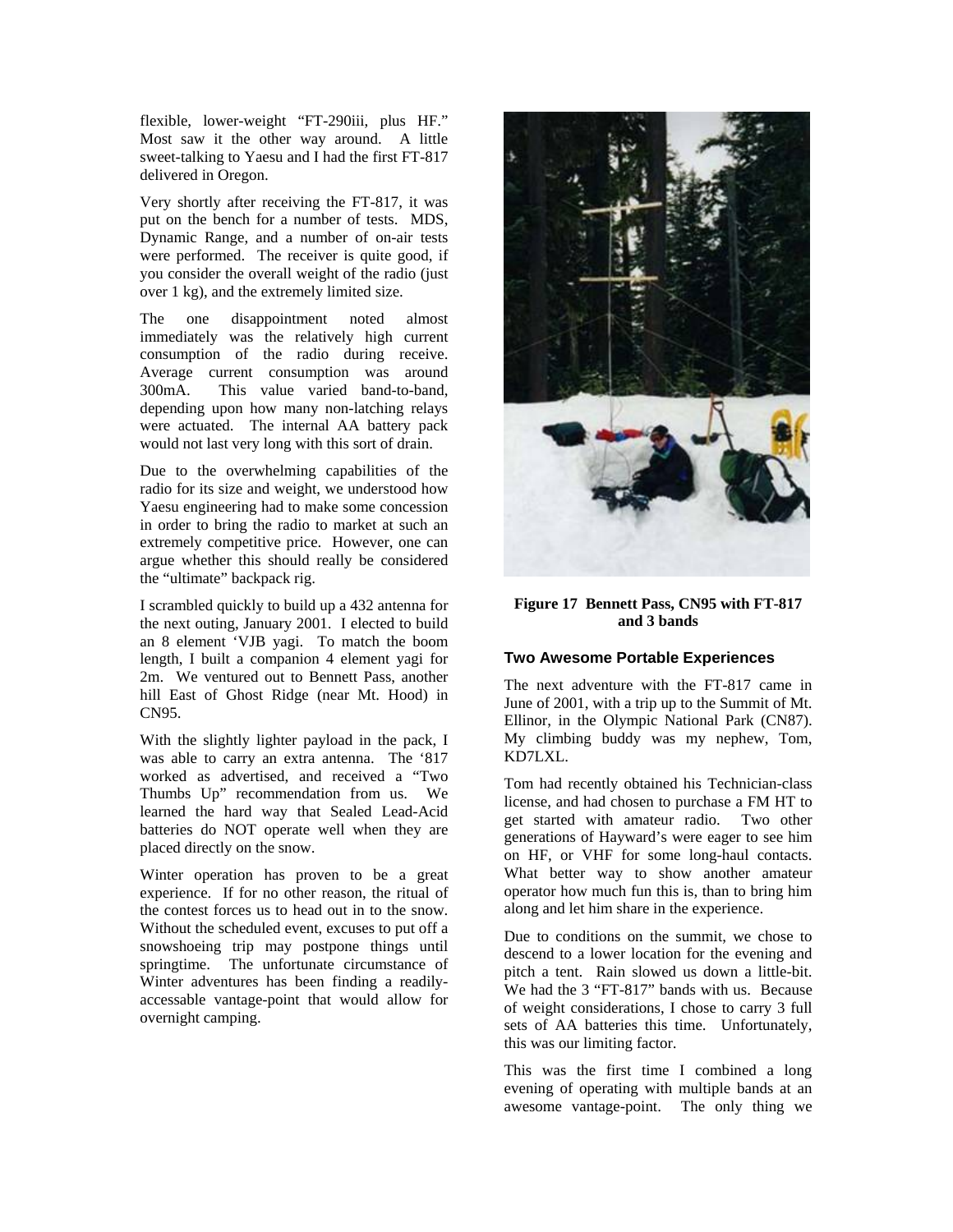flexible, lower-weight "FT-290iii, plus HF." Most saw it the other way around. A little sweet-talking to Yaesu and I had the first FT-817 delivered in Oregon.

Very shortly after receiving the FT-817, it was put on the bench for a number of tests. MDS, Dynamic Range, and a number of on-air tests were performed. The receiver is quite good, if you consider the overall weight of the radio (just over 1 kg), and the extremely limited size.

The one disappointment noted almost immediately was the relatively high current consumption of the radio during receive. Average current consumption was around 300mA. This value varied band-to-band, depending upon how many non-latching relays were actuated. The internal AA battery pack would not last very long with this sort of drain.

Due to the overwhelming capabilities of the radio for its size and weight, we understood how Yaesu engineering had to make some concession in order to bring the radio to market at such an extremely competitive price. However, one can argue whether this should really be considered the "ultimate" backpack rig.

I scrambled quickly to build up a 432 antenna for the next outing, January 2001. I elected to build an 8 element 'VJB yagi. To match the boom length, I built a companion 4 element yagi for 2m. We ventured out to Bennett Pass, another hill East of Ghost Ridge (near Mt. Hood) in CN95.

With the slightly lighter payload in the pack, I was able to carry an extra antenna. The '817 worked as advertised, and received a "Two Thumbs Up" recommendation from us. We learned the hard way that Sealed Lead-Acid batteries do NOT operate well when they are placed directly on the snow.

Winter operation has proven to be a great experience. If for no other reason, the ritual of the contest forces us to head out in to the snow. Without the scheduled event, excuses to put off a snowshoeing trip may postpone things until springtime. The unfortunate circumstance of Winter adventures has been finding a readily-accessable vantage-point that would allow for overnight camping.

**Figure 17 Bennett Pass, CN95 with FT-817 and 3 bands**

### Two Awesome Portable Experiences

The next adventure with the FT-817 came in June of 2001, with a trip up to the Summit of Mt. Ellinor, in the Olympic National Park (CN87). My climbing buddy was my nephew, Tom, KD7LXL.

Tom had recently obtained his Technician-class license, and had chosen to purchase a FM HT to get started with amateur radio. Two other generations of Hayward's were eager to see him on HF, or VHF for some long-haul contacts. What better way to show another amateur operator how much fun this is, than to bring him along and let him share in the experience.

Due to conditions on the summit, we chose to descend to a lower location for the evening and pitch a tent. Rain slowed us down a little-bit. We had the 3 "FT-817" bands with us. Because of weight considerations, I chose to carry 3 full sets of AA batteries this time. Unfortunately, this was our limiting factor.

This was the first time I combined a long evening of operating with multiple bands at an awesome vantage-point. The only thing we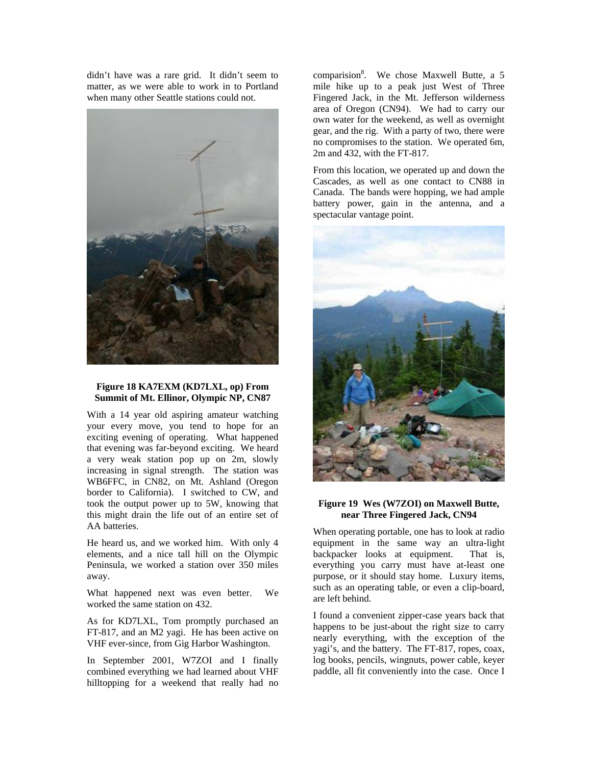didn't have was a rare grid. It didn't seem to matter, as we were able to work in to Portland when many other Seattle stations could not.

**Figure 18 KA7EXM (KD7LXL, op) From Summit of Mt. Ellinor, Olympic NP, CN87**

With a 14 year old aspiring amateur watching your every move, you tend to hope for an exciting evening of operating. What happened that evening was far-beyond exciting. We heard a very weak station pop up on 2m, slowly increasing in signal strength. The station was WB6FFC, in CN82, on Mt. Ashland (Oregon border to California). I switched to CW, and took the output power up to 5W, knowing that this might drain the life out of an entire set of AA batteries.

He heard us, and we worked him. With only 4 elements, and a nice tall hill on the Olympic Peninsula, we worked a station over 350 miles away.

What happened next was even better. We worked the same station on 432.

As for KD7LXL, Tom promptly purchased an FT-817, and an M2 yagi. He has been active on VHF ever-since, from Gig Harbor Washington.

In September 2001, W7ZOI and I finally combined everything we had learned about VHF hilltopping for a weekend that really had no comparision[8]. We chose Maxwell Butte, a 5 mile hike up to a peak just West of Three Fingered Jack, in the Mt. Jefferson wilderness area of Oregon (CN94). We had to carry our own water for the weekend, as well as overnight gear, and the rig. With a party of two, there were no compromises to the station. We operated 6m, 2m and 432, with the FT-817.

From this location, we operated up and down the Cascades, as well as one contact to CN88 in Canada. The bands were hopping, we had ample battery power, gain in the antenna, and a spectacular vantage point.

**Figure 19 Wes (W7ZOI) on Maxwell Butte, near Three Fingered Jack, CN94**

When operating portable, one has to look at radio equipment in the same way an ultra-light backpacker looks at equipment. That is, everything you carry must have at-least one purpose, or it should stay home. Luxury items, such as an operating table, or even a clip-board, are left behind.

I found a convenient zipper-case years back that happens to be just-about the right size to carry nearly everything, with the exception of the yagi's, and the battery. The FT-817, ropes, coax, log books, pencils, wingnuts, power cable, keyer paddle, all fit conveniently into the case. Once I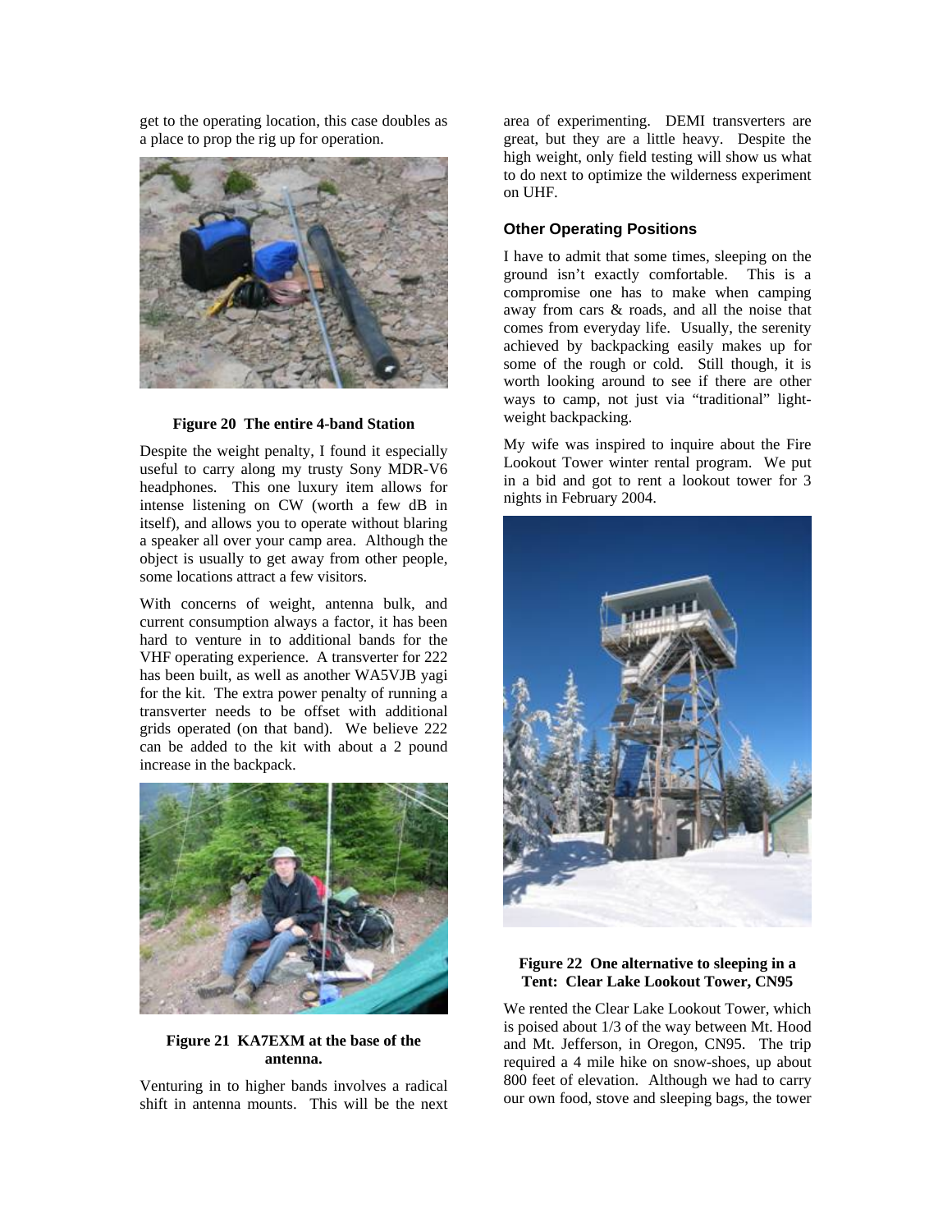get to the operating location, this case doubles as a place to prop the rig up for operation.

**Figure 20 The entire 4-band Station**

Despite the weight penalty, I found it especially useful to carry along my trusty Sony MDR-V6 headphones. This one luxury item allows for intense listening on CW (worth a few dB in itself), and allows you to operate without blaring a speaker all over your camp area. Although the object is usually to get away from other people, some locations attract a few visitors.

With concerns of weight, antenna bulk, and current consumption always a factor, it has been hard to venture in to additional bands for the VHF operating experience. A transverter for 222 has been built, as well as another WA5VJB yagi for the kit. The extra power penalty of running a transverter needs to be offset with additional grids operated (on that band). We believe 222 can be added to the kit with about a 2 pound increase in the backpack.

**Figure 21 KA7EXM at the base of the antenna.**

Venturing in to higher bands involves a radical shift in antenna mounts. This will be the next area of experimenting. DEMI transverters are great, but they are a little heavy. Despite the high weight, only field testing will show us what to do next to optimize the wilderness experiment on UHF.

### Other Operating Positions

I have to admit that some times, sleeping on the ground isn't exactly comfortable. This is a compromise one has to make when camping away from cars & roads, and all the noise that comes from everyday life. Usually, the serenity achieved by backpacking easily makes up for some of the rough or cold. Still though, it is worth looking around to see if there are other ways to camp, not just via "traditional" light-weight backpacking.

My wife was inspired to inquire about the Fire Lookout Tower winter rental program. We put in a bid and got to rent a lookout tower for 3 nights in February 2004.

**Figure 22 One alternative to sleeping in a Tent: Clear Lake Lookout Tower, CN95**

We rented the Clear Lake Lookout Tower, which is poised about 1/3 of the way between Mt. Hood and Mt. Jefferson, in Oregon, CN95. The trip required a 4 mile hike on snow-shoes, up about 800 feet of elevation. Although we had to carry our own food, stove and sleeping bags, the tower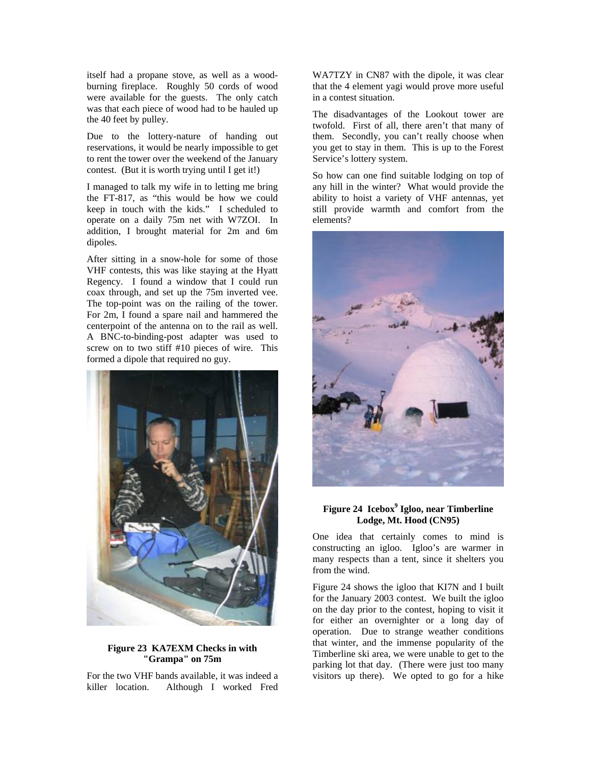itself had a propane stove, as well as a wood-burning fireplace. Roughly 50 cords of wood were available for the guests. The only catch was that each piece of wood had to be hauled up the 40 feet by pulley.

Due to the lottery-nature of handing out reservations, it would be nearly impossible to get to rent the tower over the weekend of the January contest. (But it is worth trying until I get it!)

I managed to talk my wife in to letting me bring the FT-817, as "this would be how we could keep in touch with the kids." I scheduled to operate on a daily 75m net with W7ZOI. In addition, I brought material for 2m and 6m dipoles.

After sitting in a snow-hole for some of those VHF contests, this was like staying at the Hyatt Regency. I found a window that I could run coax through, and set up the 75m inverted vee. The top-point was on the railing of the tower. For 2m, I found a spare nail and hammered the centerpoint of the antenna on to the rail as well. A BNC-to-binding-post adapter was used to screw on to two stiff #10 pieces of wire. This formed a dipole that required no guy.

**Figure 23 KA7EXM Checks in with "Grampa" on 75m**

For the two VHF bands available, it was indeed a killer location. Although I worked Fred WA7TZY in CN87 with the dipole, it was clear that the 4 element yagi would prove more useful in a contest situation.

The disadvantages of the Lookout tower are twofold. First of all, there aren't that many of them. Secondly, you can't really choose when you get to stay in them. This is up to the Forest Service's lottery system.

So how can one find suitable lodging on top of any hill in the winter? What would provide the ability to hoist a variety of VHF antennas, yet still provide warmth and comfort from the elements?

**Figure 24 Icebox[9] Igloo, near Timberline Lodge, Mt. Hood (CN95)**

One idea that certainly comes to mind is constructing an igloo. Igloo's are warmer in many respects than a tent, since it shelters you from the wind.

Figure 24 shows the igloo that KI7N and I built for the January 2003 contest. We built the igloo on the day prior to the contest, hoping to visit it for either an overnighter or a long day of operation. Due to strange weather conditions that winter, and the immense popularity of the Timberline ski area, we were unable to get to the parking lot that day. (There were just too many visitors up there). We opted to go for a hike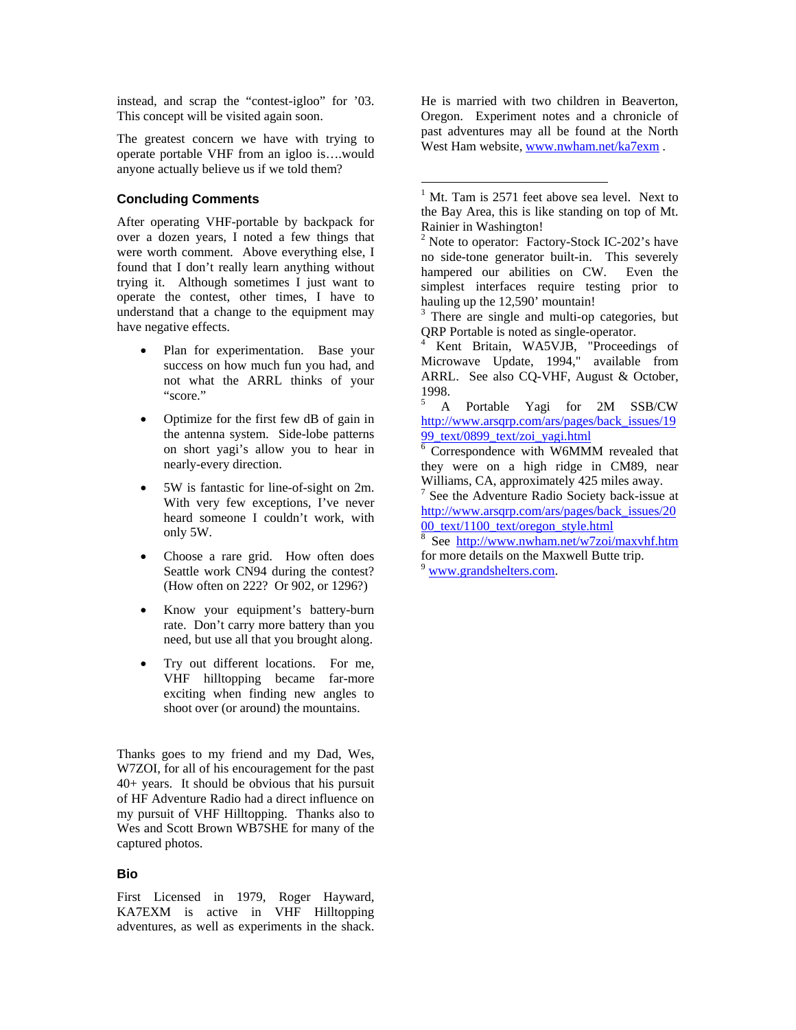instead, and scrap the "contest-igloo" for '03. This concept will be visited again soon.

The greatest concern we have with trying to operate portable VHF from an igloo is….would anyone actually believe us if we told them?

### Concluding Comments

After operating VHF-portable by backpack for over a dozen years, I noted a few things that were worth comment. Above everything else, I found that I don't really learn anything without trying it. Although sometimes I just want to operate the contest, other times, I have to understand that a change to the equipment may have negative effects.

- Plan for experimentation. Base your success on how much fun you had, and not what the ARRL thinks of your "score."
- Optimize for the first few dB of gain in the antenna system. Side-lobe patterns on short yagi's allow you to hear in nearly-every direction.
- 5W is fantastic for line-of-sight on 2m. With very few exceptions, I've never heard someone I couldn't work, with only 5W.
- Choose a rare grid. How often does Seattle work CN94 during the contest? (How often on 222? Or 902, or 1296?)
- Know your equipment's battery-burn rate. Don't carry more battery than you need, but use all that you brought along.
- Try out different locations. For me, VHF hilltopping became far-more exciting when finding new angles to shoot over (or around) the mountains.

Thanks goes to my friend and my Dad, Wes, W7ZOI, for all of his encouragement for the past 40+ years. It should be obvious that his pursuit of HF Adventure Radio had a direct influence on my pursuit of VHF Hilltopping. Thanks also to Wes and Scott Brown WB7SHE for many of the captured photos.

### Bio

First Licensed in 1979, Roger Hayward, KA7EXM is active in VHF Hilltopping adventures, as well as experiments in the shack. He is married with two children in Beaverton, Oregon. Experiment notes and a chronicle of past adventures may all be found at the North West Ham website, www.nwham.net/ka7exm .

---

[1] Mt. Tam is 2571 feet above sea level. Next to the Bay Area, this is like standing on top of Mt. Rainier in Washington!

[2] Note to operator: Factory-Stock IC-202's have no side-tone generator built-in. This severely hampered our abilities on CW. Even the simplest interfaces require testing prior to hauling up the 12,590' mountain!

[3] There are single and multi-op categories, but QRP Portable is noted as single-operator.

[4] Kent Britain, WA5VJB, "Proceedings of Microwave Update, 1994," available from ARRL. See also CQ-VHF, August & October, 1998.

[5] A Portable Yagi for 2M SSB/CW http://www.arsqrp.com/ars/pages/back_issues/1999_text/0899_text/zoi_yagi.html

[6] Correspondence with W6MMM revealed that they were on a high ridge in CM89, near Williams, CA, approximately 425 miles away.

[7] See the Adventure Radio Society back-issue at http://www.arsqrp.com/ars/pages/back_issues/2000_text/1100_text/oregon_style.html

[8] See http://www.nwham.net/w7zoi/maxvhf.htm for more details on the Maxwell Butte trip.

[9] www.grandshelters.com.